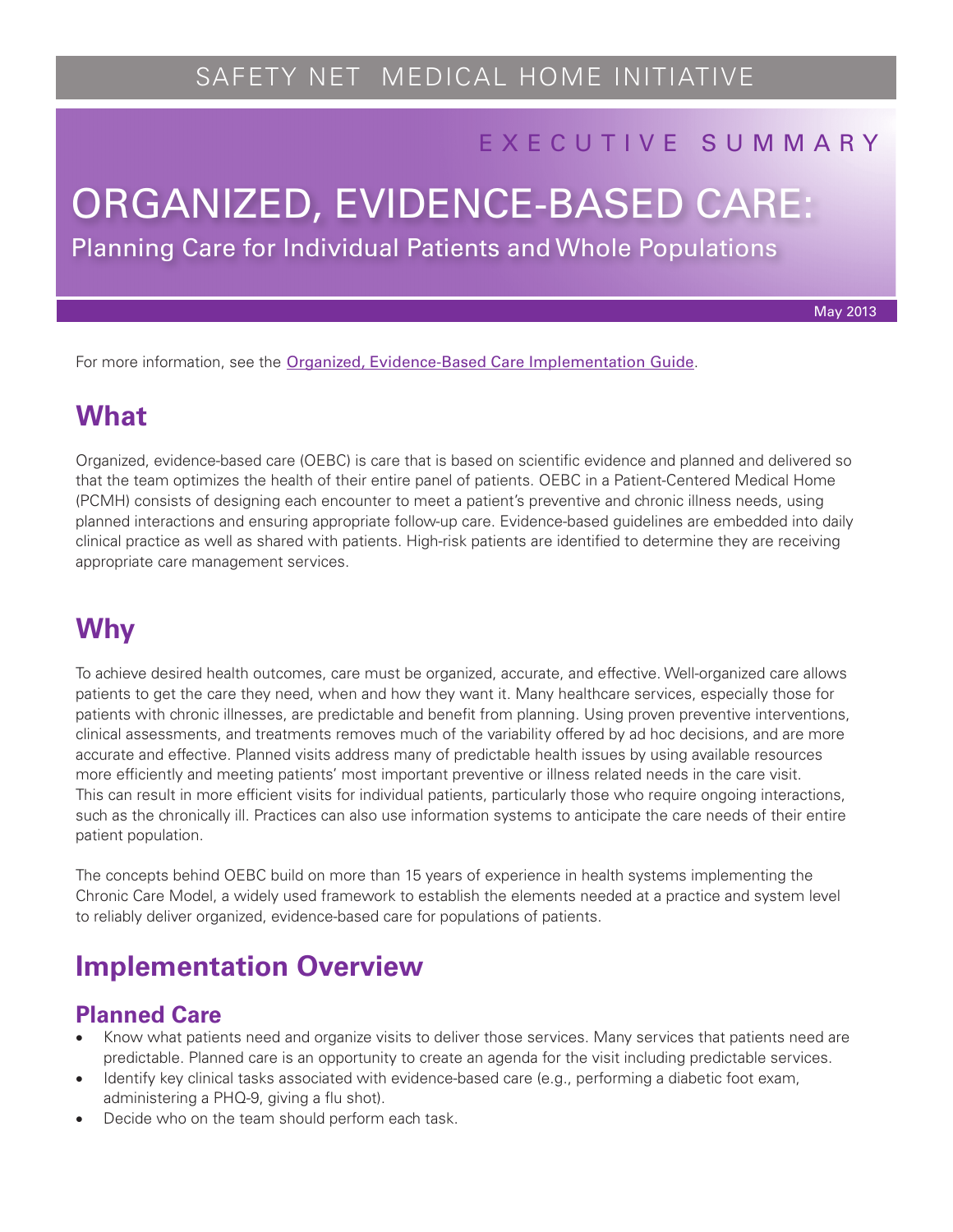SAFETY NET MEDICAL HOME INITIATIVE

EXECUTIVE SUMMARY

# ORGANIZED, EVIDENCE-BASED CARE:

Planning Care for Individual Patients and Whole Populations

May 2013

For more information, see the Organized, Evidence-Based Care Implementation Guide.

## What

Organized, evidence-based care (OEBC) is care that is based on scientific evidence and planned and delivered so that the team optimizes the health of their entire panel of patients. OEBC in a Patient-Centered Medical Home (PCMH) consists of designing each encounter to meet a patient's preventive and chronic illness needs, using planned interactions and ensuring appropriate follow-up care. Evidence-based guidelines are embedded into daily clinical practice as well as shared with patients. High-risk patients are identified to determine they are receiving appropriate care management services.

## Why

To achieve desired health outcomes, care must be organized, accurate, and effective. Well-organized care allows patients to get the care they need, when and how they want it. Many healthcare services, especially those for patients with chronic illnesses, are predictable and benefit from planning. Using proven preventive interventions, clinical assessments, and treatments removes much of the variability offered by ad hoc decisions, and are more accurate and effective. Planned visits address many of predictable health issues by using available resources more efficiently and meeting patients' most important preventive or illness related needs in the care visit. This can result in more efficient visits for individual patients, particularly those who require ongoing interactions, such as the chronically ill. Practices can also use information systems to anticipate the care needs of their entire patient population.

The concepts behind OEBC build on more than 15 years of experience in health systems implementing the Chronic Care Model, a widely used framework to establish the elements needed at a practice and system level to reliably deliver organized, evidence-based care for populations of patients.

## Implementation Overview

### Planned Care

- Know what patients need and organize visits to deliver those services. Many services that patients need are predictable. Planned care is an opportunity to create an agenda for the visit including predictable services.
- Identify key clinical tasks associated with evidence-based care (e.g., performing a diabetic foot exam, administering a PHQ-9, giving a flu shot).
- Decide who on the team should perform each task.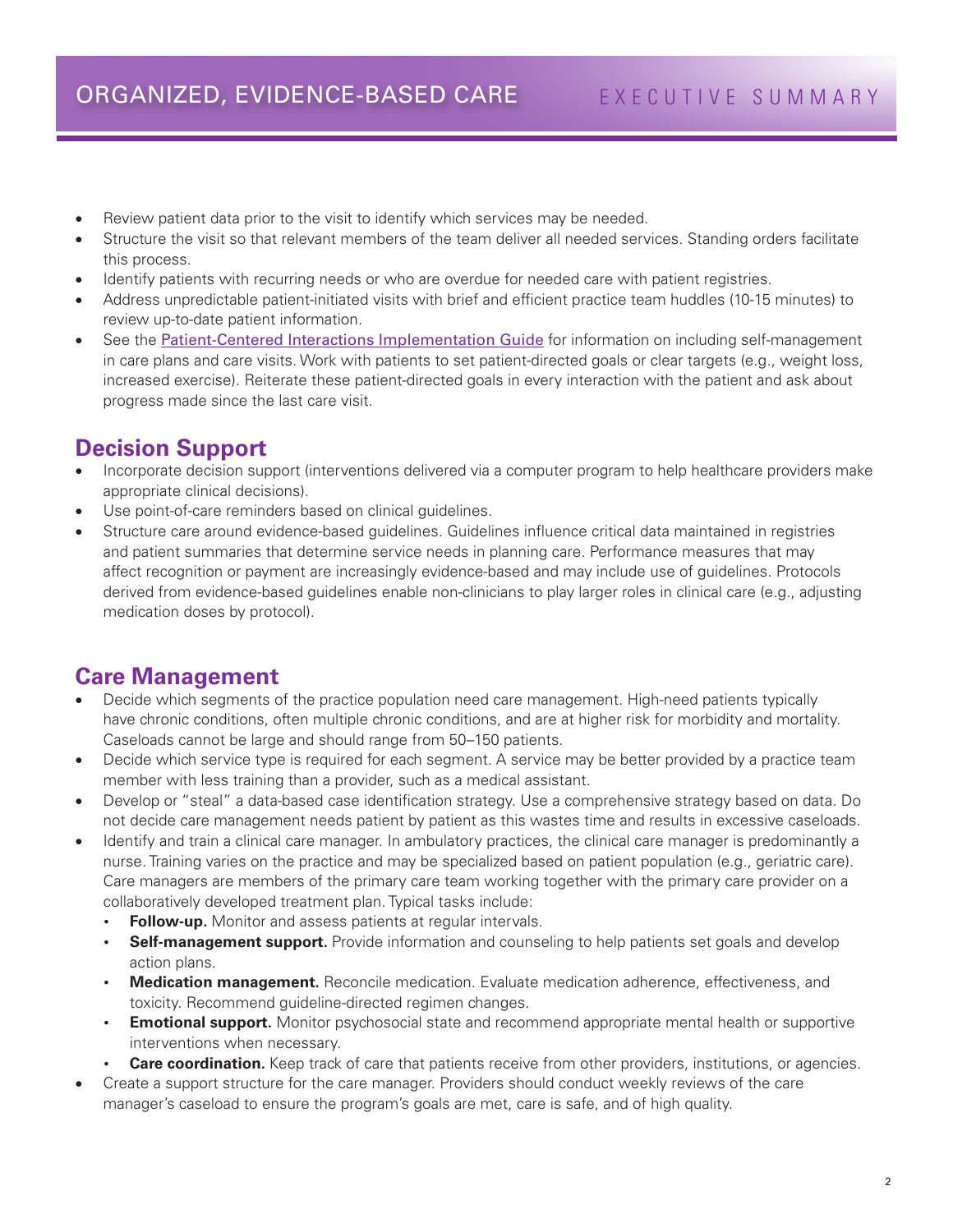- Review patient data prior to the visit to identify which services may be needed.
- Structure the visit so that relevant members of the team deliver all needed services. Standing orders facilitate this process.
- Identify patients with recurring needs or who are overdue for needed care with patient registries.
- Address unpredictable patient-initiated visits with brief and efficient practice team huddles (10-15 minutes) to review up-to-date patient information.
- See the Patient-Centered Interactions Implementation Guide for information on including self-management in care plans and care visits. Work with patients to set patient-directed goals or clear targets (e.g., weight loss, increased exercise). Reiterate these patient-directed goals in every interaction with the patient and ask about progress made since the last care visit.

## Decision Support

- Incorporate decision support (interventions delivered via a computer program to help healthcare providers make appropriate clinical decisions).
- Use point-of-care reminders based on clinical guidelines.
- Structure care around evidence-based guidelines. Guidelines influence critical data maintained in registries and patient summaries that determine service needs in planning care. Performance measures that may affect recognition or payment are increasingly evidence-based and may include use of guidelines. Protocols derived from evidence-based guidelines enable non-clinicians to play larger roles in clinical care (e.g., adjusting medication doses by protocol).

## Care Management

- Decide which segments of the practice population need care management. High-need patients typically have chronic conditions, often multiple chronic conditions, and are at higher risk for morbidity and mortality. Caseloads cannot be large and should range from 50–150 patients.
- Decide which service type is required for each segment. A service may be better provided by a practice team member with less training than a provider, such as a medical assistant.
- Develop or "steal" a data-based case identification strategy. Use a comprehensive strategy based on data. Do not decide care management needs patient by patient as this wastes time and results in excessive caseloads.
- Identify and train a clinical care manager. In ambulatory practices, the clinical care manager is predominantly a nurse. Training varies on the practice and may be specialized based on patient population (e.g., geriatric care). Care managers are members of the primary care team working together with the primary care provider on a collaboratively developed treatment plan. Typical tasks include:
  - **Follow-up.** Monitor and assess patients at regular intervals.
  - **Self-management support.** Provide information and counseling to help patients set goals and develop action plans.
  - **Medication management.** Reconcile medication. Evaluate medication adherence, effectiveness, and toxicity. Recommend guideline-directed regimen changes.
  - **Emotional support.** Monitor psychosocial state and recommend appropriate mental health or supportive interventions when necessary.
  - **Care coordination.** Keep track of care that patients receive from other providers, institutions, or agencies.
- Create a support structure for the care manager. Providers should conduct weekly reviews of the care manager's caseload to ensure the program's goals are met, care is safe, and of high quality.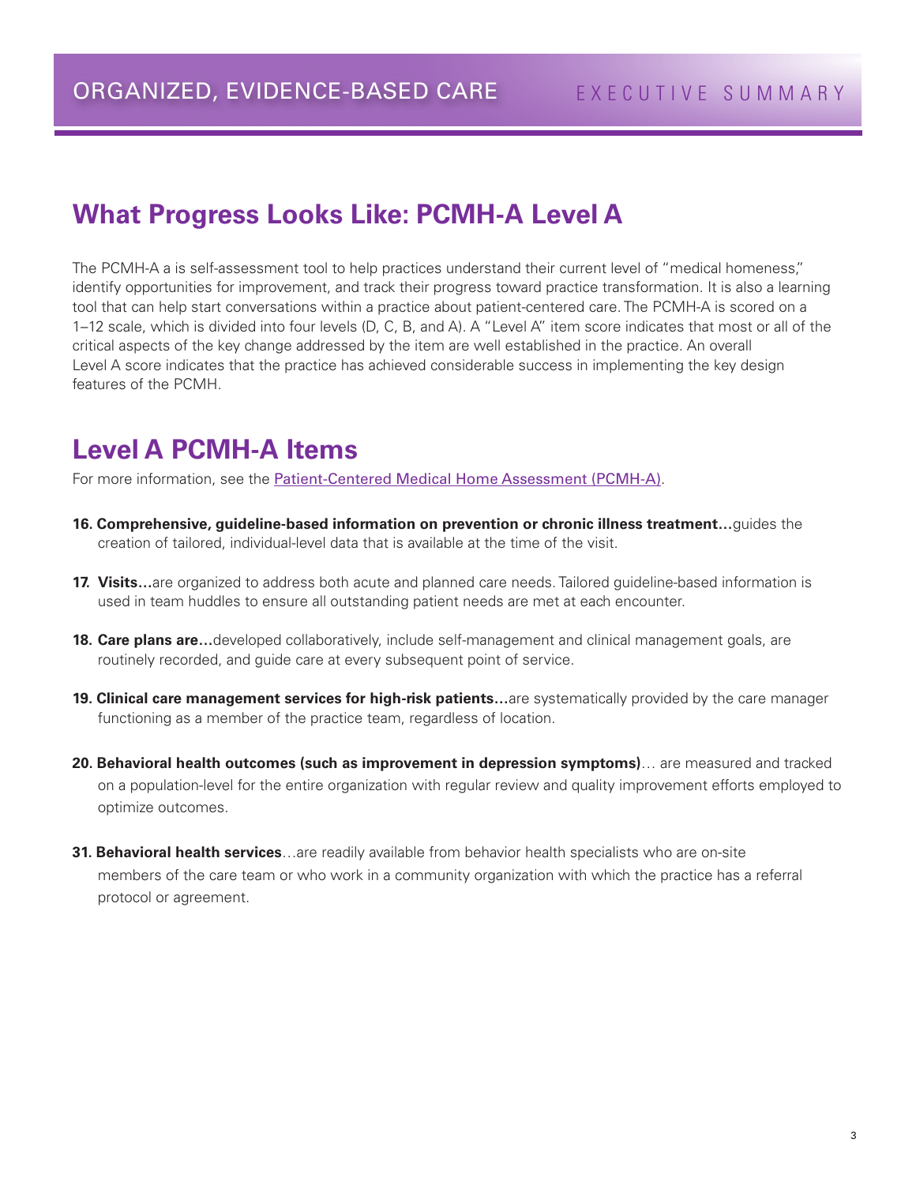## What Progress Looks Like: PCMH-A Level A

The PCMH-A a is self-assessment tool to help practices understand their current level of "medical homeness," identify opportunities for improvement, and track their progress toward practice transformation. It is also a learning tool that can help start conversations within a practice about patient-centered care. The PCMH-A is scored on a 1–12 scale, which is divided into four levels (D, C, B, and A). A "Level A" item score indicates that most or all of the critical aspects of the key change addressed by the item are well established in the practice. An overall Level A score indicates that the practice has achieved considerable success in implementing the key design features of the PCMH.

## Level A PCMH-A Items

For more information, see the Patient-Centered Medical Home Assessment (PCMH-A).

16. **Comprehensive, guideline-based information on prevention or chronic illness treatment…**guides the creation of tailored, individual-level data that is available at the time of the visit.

17. **Visits…**are organized to address both acute and planned care needs. Tailored guideline-based information is used in team huddles to ensure all outstanding patient needs are met at each encounter.

18. **Care plans are…**developed collaboratively, include self-management and clinical management goals, are routinely recorded, and guide care at every subsequent point of service.

19. **Clinical care management services for high-risk patients…**are systematically provided by the care manager functioning as a member of the practice team, regardless of location.

20. **Behavioral health outcomes (such as improvement in depression symptoms)**… are measured and tracked on a population-level for the entire organization with regular review and quality improvement efforts employed to optimize outcomes.

31. **Behavioral health services**…are readily available from behavior health specialists who are on-site members of the care team or who work in a community organization with which the practice has a referral protocol or agreement.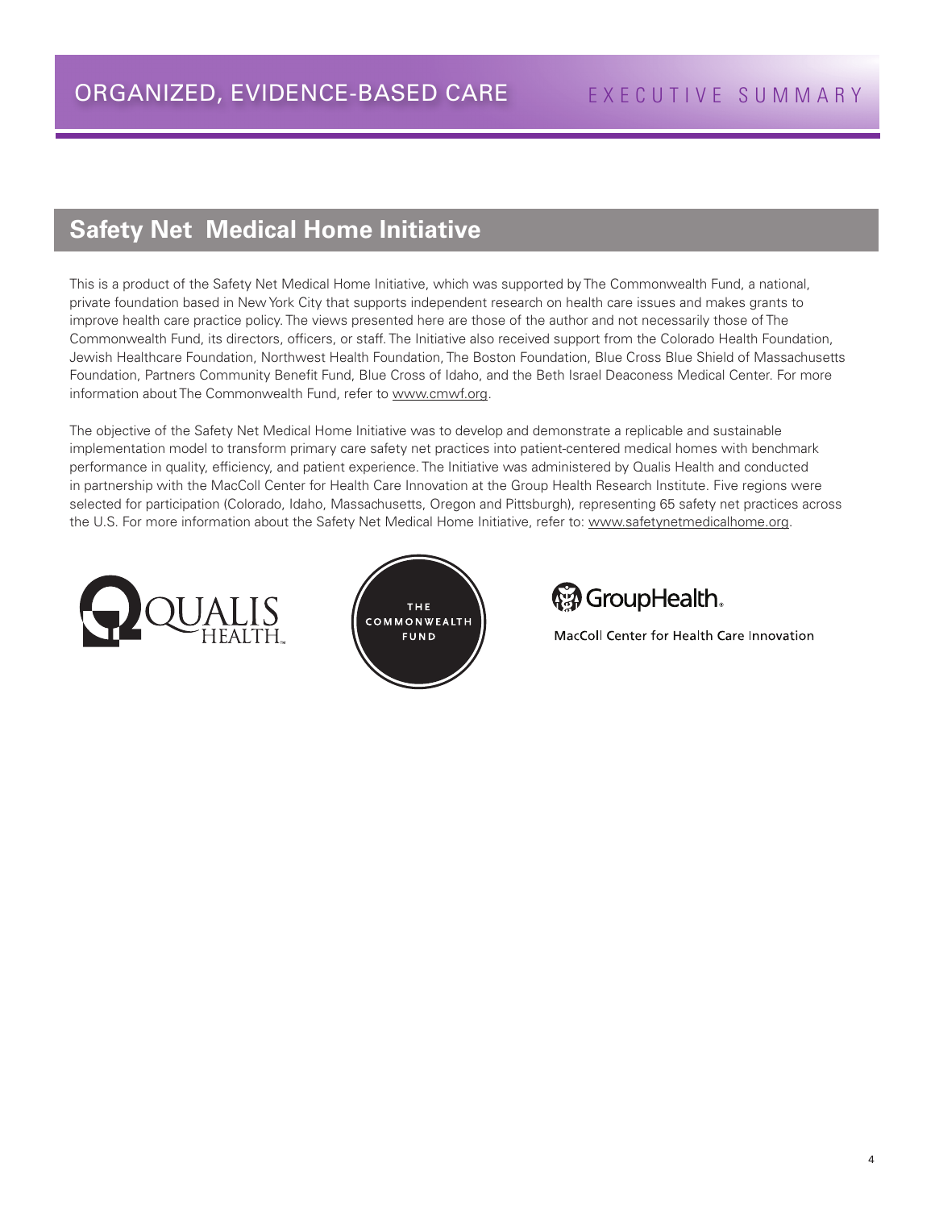## Safety Net Medical Home Initiative

This is a product of the Safety Net Medical Home Initiative, which was supported by The Commonwealth Fund, a national, private foundation based in New York City that supports independent research on health care issues and makes grants to improve health care practice policy. The views presented here are those of the author and not necessarily those of The Commonwealth Fund, its directors, officers, or staff. The Initiative also received support from the Colorado Health Foundation, Jewish Healthcare Foundation, Northwest Health Foundation, The Boston Foundation, Blue Cross Blue Shield of Massachusetts Foundation, Partners Community Benefit Fund, Blue Cross of Idaho, and the Beth Israel Deaconess Medical Center. For more information about The Commonwealth Fund, refer to www.cmwf.org.

The objective of the Safety Net Medical Home Initiative was to develop and demonstrate a replicable and sustainable implementation model to transform primary care safety net practices into patient-centered medical homes with benchmark performance in quality, efficiency, and patient experience. The Initiative was administered by Qualis Health and conducted in partnership with the MacColl Center for Health Care Innovation at the Group Health Research Institute. Five regions were selected for participation (Colorado, Idaho, Massachusetts, Oregon and Pittsburgh), representing 65 safety net practices across the U.S. For more information about the Safety Net Medical Home Initiative, refer to: www.safetynetmedicalhome.org.

QUALIS HEALTH

THE COMMONWEALTH FUND

GroupHealth

MacColl Center for Health Care Innovation